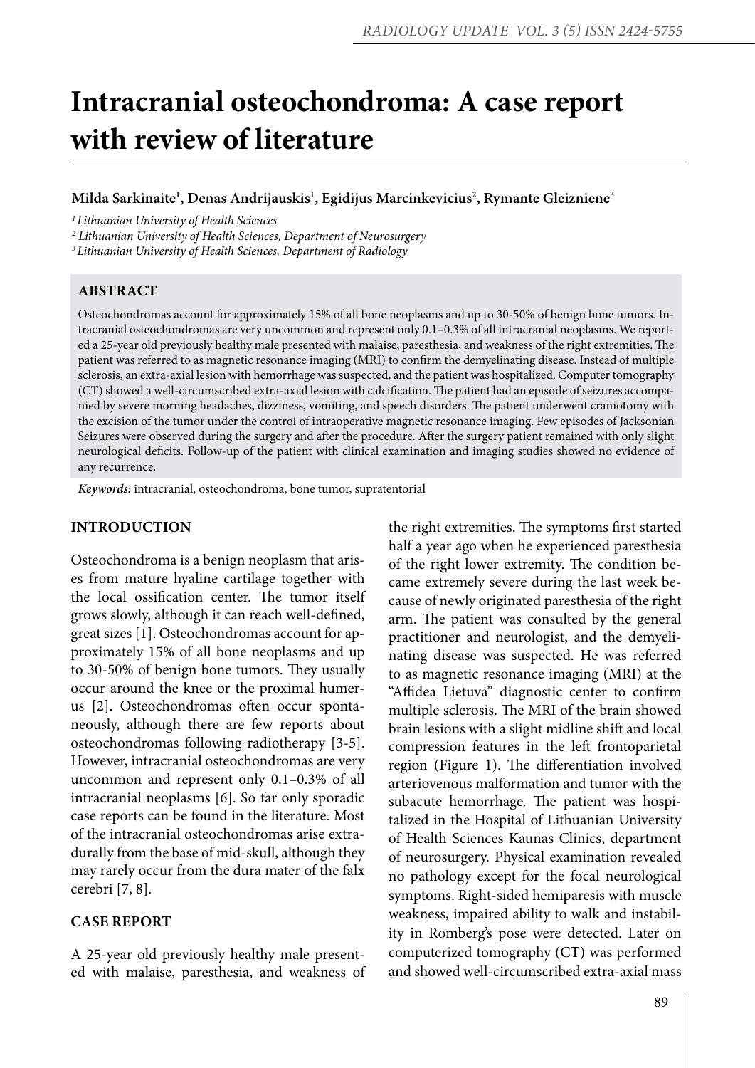# Intracranial osteochondroma: A case report with review of literature

**Milda Sarkinaite[1], Denas Andrijauskis[1], Egidijus Marcinkevicius[2], Rymante Gleizniene[3]**

*[1] Lithuanian University of Health Sciences*
*[2] Lithuanian University of Health Sciences, Department of Neurosurgery*
*[3] Lithuanian University of Health Sciences, Department of Radiology*

## ABSTRACT

Osteochondromas account for approximately 15% of all bone neoplasms and up to 30-50% of benign bone tumors. Intracranial osteochondromas are very uncommon and represent only 0.1–0.3% of all intracranial neoplasms. We reported a 25-year old previously healthy male presented with malaise, paresthesia, and weakness of the right extremities. The patient was referred to as magnetic resonance imaging (MRI) to confirm the demyelinating disease. Instead of multiple sclerosis, an extra-axial lesion with hemorrhage was suspected, and the patient was hospitalized. Computer tomography (CT) showed a well-circumscribed extra-axial lesion with calcification. The patient had an episode of seizures accompanied by severe morning headaches, dizziness, vomiting, and speech disorders. The patient underwent craniotomy with the excision of the tumor under the control of intraoperative magnetic resonance imaging. Few episodes of Jacksonian Seizures were observed during the surgery and after the procedure. After the surgery patient remained with only slight neurological deficits. Follow-up of the patient with clinical examination and imaging studies showed no evidence of any recurrence.

*Keywords:* intracranial, osteochondroma, bone tumor, supratentorial

## INTRODUCTION

Osteochondroma is a benign neoplasm that arises from mature hyaline cartilage together with the local ossification center. The tumor itself grows slowly, although it can reach well-defined, great sizes [1]. Osteochondromas account for approximately 15% of all bone neoplasms and up to 30-50% of benign bone tumors. They usually occur around the knee or the proximal humerus [2]. Osteochondromas often occur spontaneously, although there are few reports about osteochondromas following radiotherapy [3-5]. However, intracranial osteochondromas are very uncommon and represent only 0.1–0.3% of all intracranial neoplasms [6]. So far only sporadic case reports can be found in the literature. Most of the intracranial osteochondromas arise extradurally from the base of mid-skull, although they may rarely occur from the dura mater of the falx cerebri [7, 8].

## CASE REPORT

A 25-year old previously healthy male presented with malaise, paresthesia, and weakness of the right extremities. The symptoms first started half a year ago when he experienced paresthesia of the right lower extremity. The condition became extremely severe during the last week because of newly originated paresthesia of the right arm. The patient was consulted by the general practitioner and neurologist, and the demyelinating disease was suspected. He was referred to as magnetic resonance imaging (MRI) at the "Affidea Lietuva" diagnostic center to confirm multiple sclerosis. The MRI of the brain showed brain lesions with a slight midline shift and local compression features in the left frontoparietal region (Figure 1). The differentiation involved arteriovenous malformation and tumor with the subacute hemorrhage. The patient was hospitalized in the Hospital of Lithuanian University of Health Sciences Kaunas Clinics, department of neurosurgery. Physical examination revealed no pathology except for the focal neurological symptoms. Right-sided hemiparesis with muscle weakness, impaired ability to walk and instability in Romberg's pose were detected. Later on computerized tomography (CT) was performed and showed well-circumscribed extra-axial mass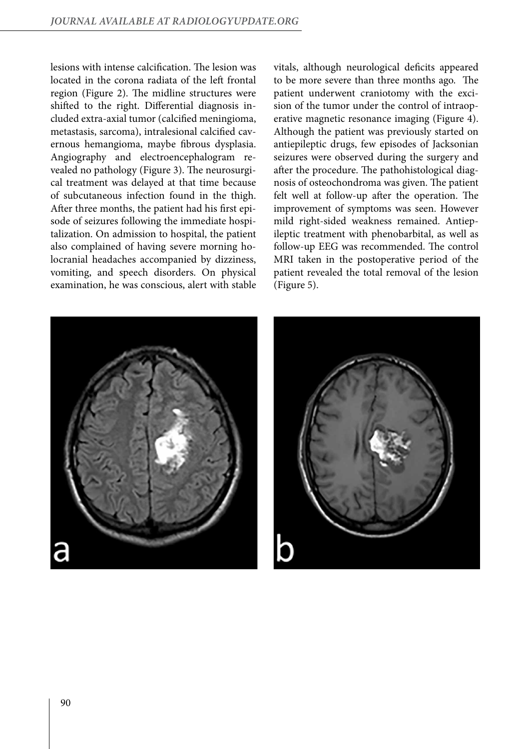lesions with intense calcification. The lesion was located in the corona radiata of the left frontal region (Figure 2). The midline structures were shifted to the right. Differential diagnosis included extra-axial tumor (calcified meningioma, metastasis, sarcoma), intralesional calcified cavernous hemangioma, maybe fibrous dysplasia. Angiography and electroencephalogram revealed no pathology (Figure 3). The neurosurgical treatment was delayed at that time because of subcutaneous infection found in the thigh. After three months, the patient had his first episode of seizures following the immediate hospitalization. On admission to hospital, the patient also complained of having severe morning holocranial headaches accompanied by dizziness, vomiting, and speech disorders. On physical examination, he was conscious, alert with stable vitals, although neurological deficits appeared to be more severe than three months ago. The patient underwent craniotomy with the excision of the tumor under the control of intraoperative magnetic resonance imaging (Figure 4). Although the patient was previously started on antiepileptic drugs, few episodes of Jacksonian seizures were observed during the surgery and after the procedure. The pathohistological diagnosis of osteochondroma was given. The patient felt well at follow-up after the operation. The improvement of symptoms was seen. However mild right-sided weakness remained. Antiepileptic treatment with phenobarbital, as well as follow-up EEG was recommended. The control MRI taken in the postoperative period of the patient revealed the total removal of the lesion (Figure 5).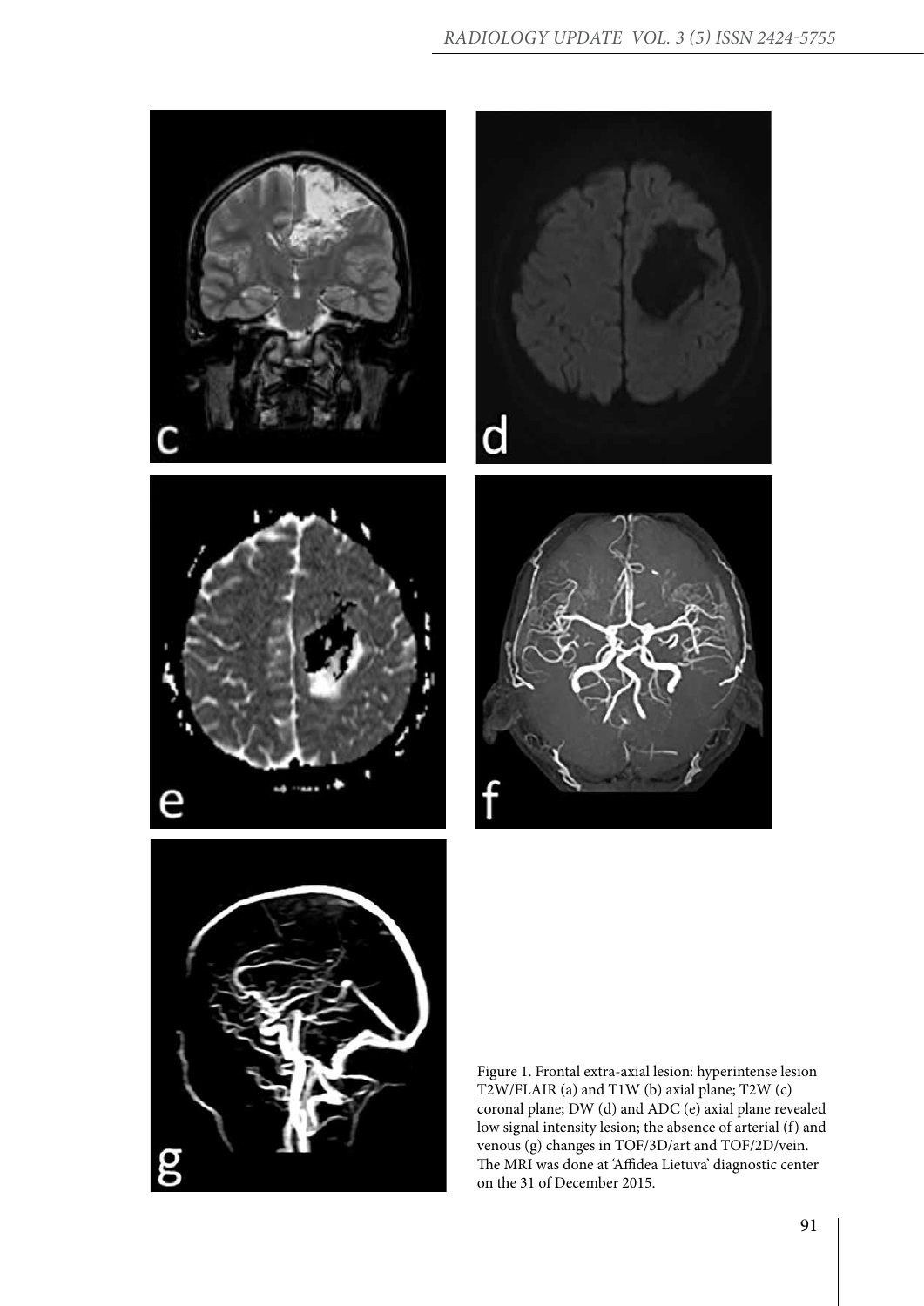Figure 1. Frontal extra-axial lesion: hyperintense lesion T2W/FLAIR (a) and T1W (b) axial plane; T2W (c) coronal plane; DW (d) and ADC (e) axial plane revealed low signal intensity lesion; the absence of arterial (f) and venous (g) changes in TOF/3D/art and TOF/2D/vein. The MRI was done at 'Affidea Lietuva' diagnostic center on the 31 of December 2015.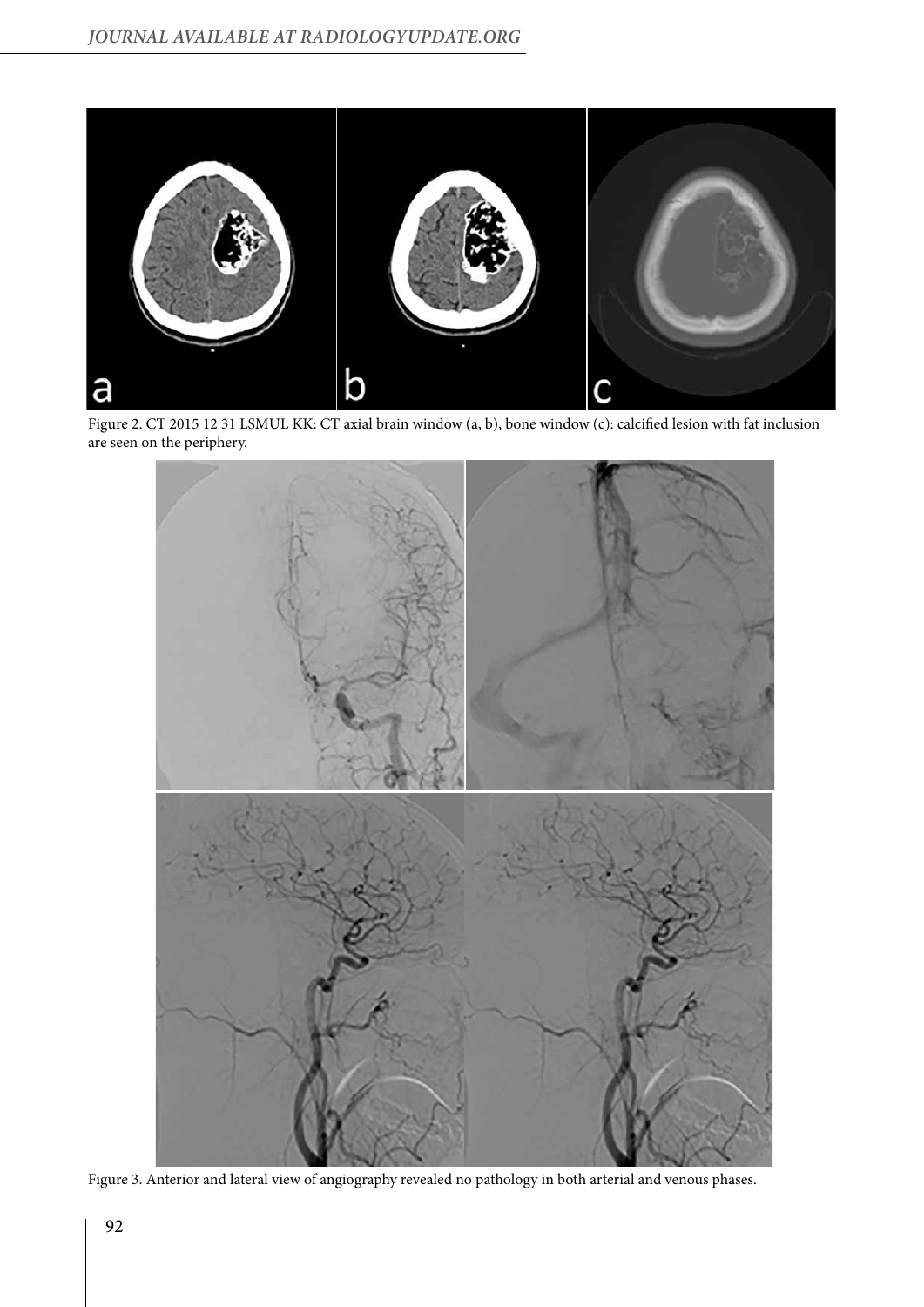Figure 2. CT 2015 12 31 LSMUL KK: CT axial brain window (a, b), bone window (c): calcified lesion with fat inclusion are seen on the periphery.

Figure 3. Anterior and lateral view of angiography revealed no pathology in both arterial and venous phases.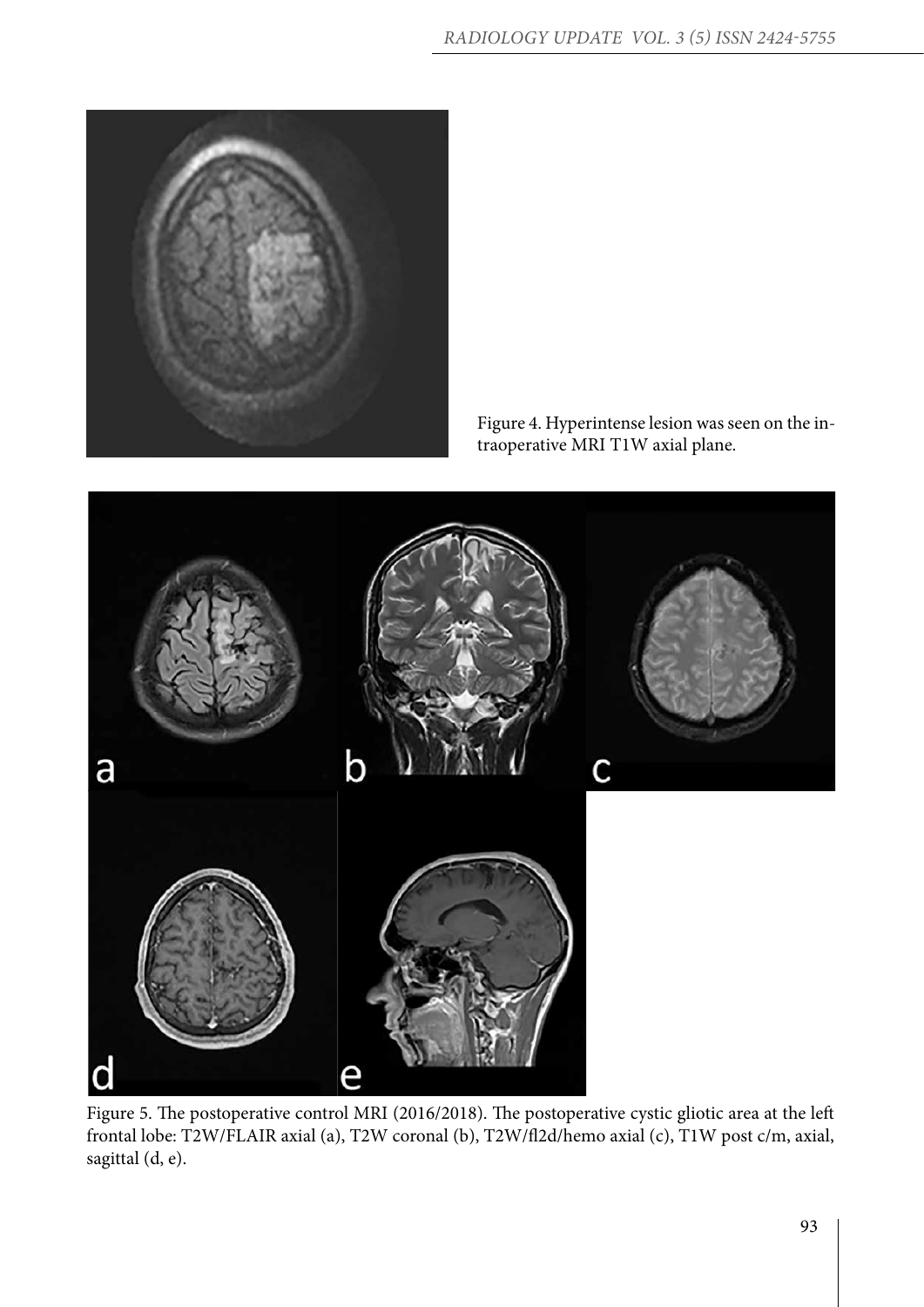Figure 4. Hyperintense lesion was seen on the intraoperative MRI T1W axial plane.

Figure 5. The postoperative control MRI (2016/2018). The postoperative cystic gliotic area at the left frontal lobe: T2W/FLAIR axial (a), T2W coronal (b), T2W/fl2d/hemo axial (c), T1W post c/m, axial, sagittal (d, e).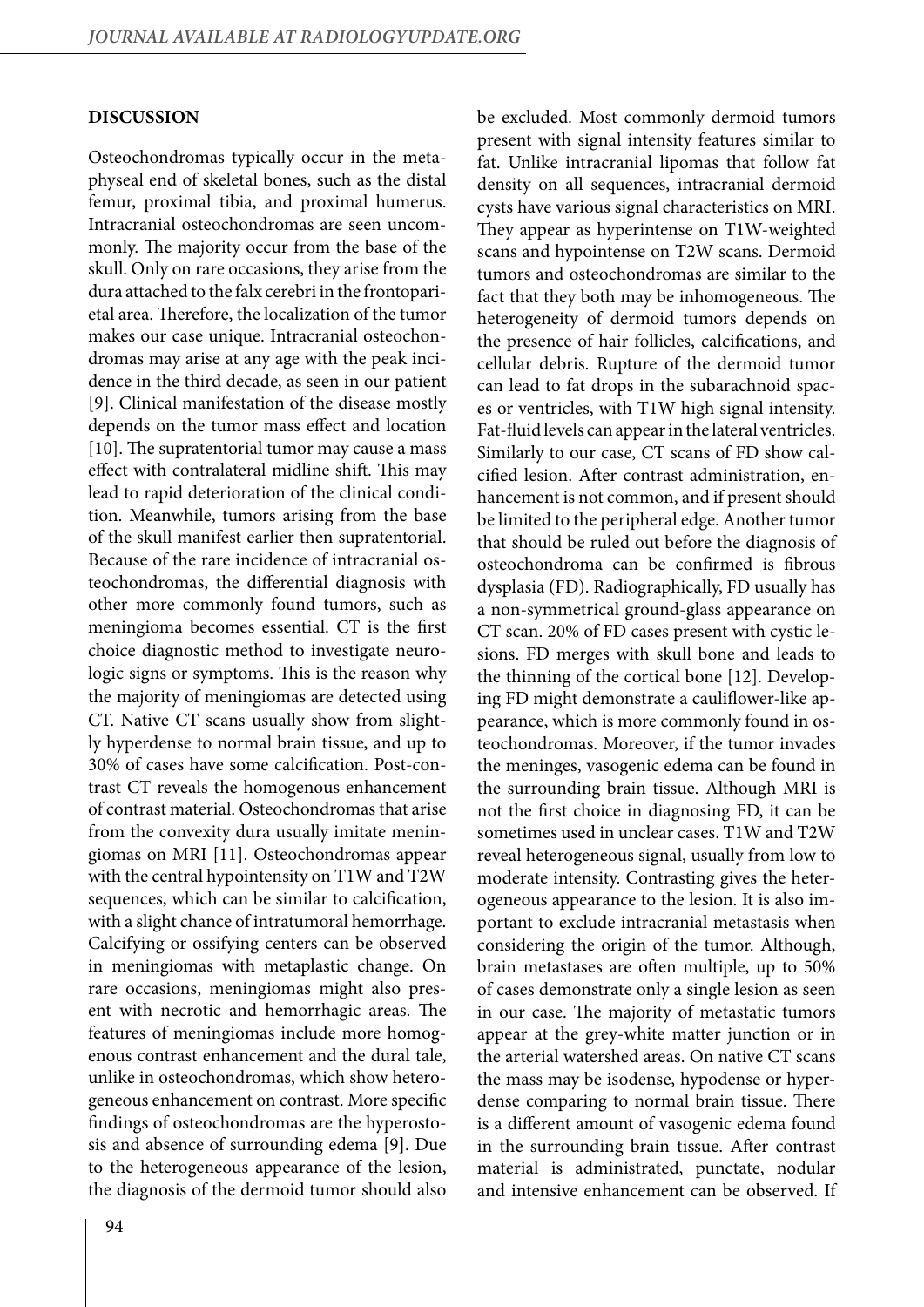## DISCUSSION

Osteochondromas typically occur in the metaphyseal end of skeletal bones, such as the distal femur, proximal tibia, and proximal humerus. Intracranial osteochondromas are seen uncommonly. The majority occur from the base of the skull. Only on rare occasions, they arise from the dura attached to the falx cerebri in the frontoparietal area. Therefore, the localization of the tumor makes our case unique. Intracranial osteochondromas may arise at any age with the peak incidence in the third decade, as seen in our patient [9]. Clinical manifestation of the disease mostly depends on the tumor mass effect and location [10]. The supratentorial tumor may cause a mass effect with contralateral midline shift. This may lead to rapid deterioration of the clinical condition. Meanwhile, tumors arising from the base of the skull manifest earlier then supratentorial. Because of the rare incidence of intracranial osteochondromas, the differential diagnosis with other more commonly found tumors, such as meningioma becomes essential. CT is the first choice diagnostic method to investigate neurologic signs or symptoms. This is the reason why the majority of meningiomas are detected using CT. Native CT scans usually show from slightly hyperdense to normal brain tissue, and up to 30% of cases have some calcification. Post-contrast CT reveals the homogenous enhancement of contrast material. Osteochondromas that arise from the convexity dura usually imitate meningiomas on MRI [11]. Osteochondromas appear with the central hypointensity on T1W and T2W sequences, which can be similar to calcification, with a slight chance of intratumoral hemorrhage. Calcifying or ossifying centers can be observed in meningiomas with metaplastic change. On rare occasions, meningiomas might also present with necrotic and hemorrhagic areas. The features of meningiomas include more homogenous contrast enhancement and the dural tale, unlike in osteochondromas, which show heterogeneous enhancement on contrast. More specific findings of osteochondromas are the hyperostosis and absence of surrounding edema [9]. Due to the heterogeneous appearance of the lesion, the diagnosis of the dermoid tumor should also be excluded. Most commonly dermoid tumors present with signal intensity features similar to fat. Unlike intracranial lipomas that follow fat density on all sequences, intracranial dermoid cysts have various signal characteristics on MRI. They appear as hyperintense on T1W-weighted scans and hypointense on T2W scans. Dermoid tumors and osteochondromas are similar to the fact that they both may be inhomogeneous. The heterogeneity of dermoid tumors depends on the presence of hair follicles, calcifications, and cellular debris. Rupture of the dermoid tumor can lead to fat drops in the subarachnoid spaces or ventricles, with T1W high signal intensity. Fat-fluid levels can appear in the lateral ventricles. Similarly to our case, CT scans of FD show calcified lesion. After contrast administration, enhancement is not common, and if present should be limited to the peripheral edge. Another tumor that should be ruled out before the diagnosis of osteochondroma can be confirmed is fibrous dysplasia (FD). Radiographically, FD usually has a non-symmetrical ground-glass appearance on CT scan. 20% of FD cases present with cystic lesions. FD merges with skull bone and leads to the thinning of the cortical bone [12]. Developing FD might demonstrate a cauliflower-like appearance, which is more commonly found in osteochondromas. Moreover, if the tumor invades the meninges, vasogenic edema can be found in the surrounding brain tissue. Although MRI is not the first choice in diagnosing FD, it can be sometimes used in unclear cases. T1W and T2W reveal heterogeneous signal, usually from low to moderate intensity. Contrasting gives the heterogeneous appearance to the lesion. It is also important to exclude intracranial metastasis when considering the origin of the tumor. Although, brain metastases are often multiple, up to 50% of cases demonstrate only a single lesion as seen in our case. The majority of metastatic tumors appear at the grey-white matter junction or in the arterial watershed areas. On native CT scans the mass may be isodense, hypodense or hyperdense comparing to normal brain tissue. There is a different amount of vasogenic edema found in the surrounding brain tissue. After contrast material is administrated, punctate, nodular and intensive enhancement can be observed. If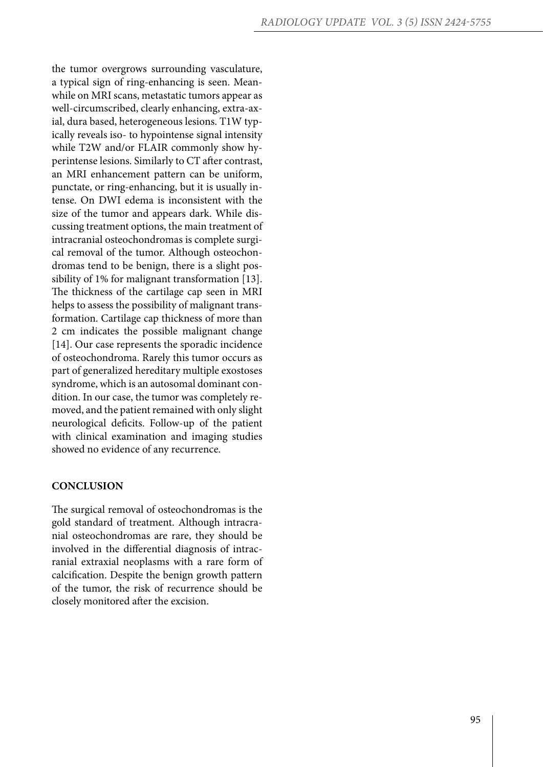the tumor overgrows surrounding vasculature, a typical sign of ring-enhancing is seen. Meanwhile on MRI scans, metastatic tumors appear as well-circumscribed, clearly enhancing, extra-axial, dura based, heterogeneous lesions. T1W typically reveals iso- to hypointense signal intensity while T2W and/or FLAIR commonly show hyperintense lesions. Similarly to CT after contrast, an MRI enhancement pattern can be uniform, punctate, or ring-enhancing, but it is usually intense. On DWI edema is inconsistent with the size of the tumor and appears dark. While discussing treatment options, the main treatment of intracranial osteochondromas is complete surgical removal of the tumor. Although osteochondromas tend to be benign, there is a slight possibility of 1% for malignant transformation [13]. The thickness of the cartilage cap seen in MRI helps to assess the possibility of malignant transformation. Cartilage cap thickness of more than 2 cm indicates the possible malignant change [14]. Our case represents the sporadic incidence of osteochondroma. Rarely this tumor occurs as part of generalized hereditary multiple exostoses syndrome, which is an autosomal dominant condition. In our case, the tumor was completely removed, and the patient remained with only slight neurological deficits. Follow-up of the patient with clinical examination and imaging studies showed no evidence of any recurrence.

## CONCLUSION

The surgical removal of osteochondromas is the gold standard of treatment. Although intracranial osteochondromas are rare, they should be involved in the differential diagnosis of intracranial extraxial neoplasms with a rare form of calcification. Despite the benign growth pattern of the tumor, the risk of recurrence should be closely monitored after the excision.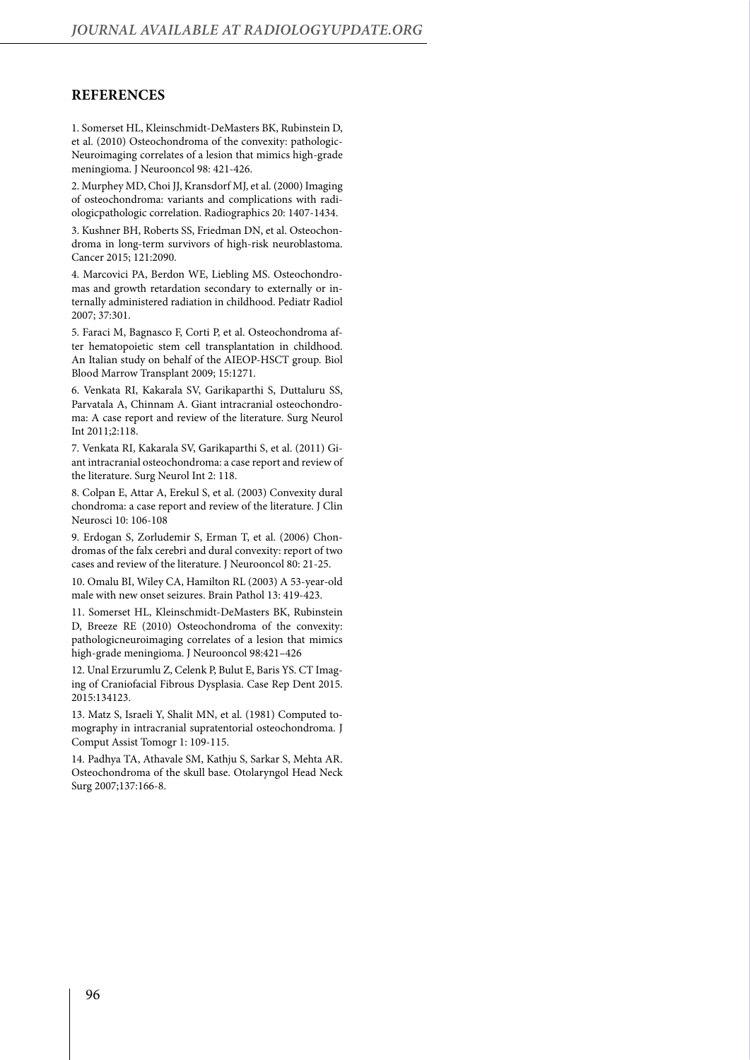## REFERENCES

1. Somerset HL, Kleinschmidt-DeMasters BK, Rubinstein D, et al. (2010) Osteochondroma of the convexity: pathologic-Neuroimaging correlates of a lesion that mimics high-grade meningioma. J Neurooncol 98: 421-426.

2. Murphey MD, Choi JJ, Kransdorf MJ, et al. (2000) Imaging of osteochondroma: variants and complications with radiologicpathologic correlation. Radiographics 20: 1407-1434.

3. Kushner BH, Roberts SS, Friedman DN, et al. Osteochondroma in long-term survivors of high-risk neuroblastoma. Cancer 2015; 121:2090.

4. Marcovici PA, Berdon WE, Liebling MS. Osteochondromas and growth retardation secondary to externally or internally administered radiation in childhood. Pediatr Radiol 2007; 37:301.

5. Faraci M, Bagnasco F, Corti P, et al. Osteochondroma after hematopoietic stem cell transplantation in childhood. An Italian study on behalf of the AIEOP-HSCT group. Biol Blood Marrow Transplant 2009; 15:1271.

6. Venkata RI, Kakarala SV, Garikaparthi S, Duttaluru SS, Parvatala A, Chinnam A. Giant intracranial osteochondroma: A case report and review of the literature. Surg Neurol Int 2011;2:118.

7. Venkata RI, Kakarala SV, Garikaparthi S, et al. (2011) Giant intracranial osteochondroma: a case report and review of the literature. Surg Neurol Int 2: 118.

8. Colpan E, Attar A, Erekul S, et al. (2003) Convexity dural chondroma: a case report and review of the literature. J Clin Neurosci 10: 106-108

9. Erdogan S, Zorludemir S, Erman T, et al. (2006) Chondromas of the falx cerebri and dural convexity: report of two cases and review of the literature. J Neurooncol 80: 21-25.

10. Omalu BI, Wiley CA, Hamilton RL (2003) A 53-year-old male with new onset seizures. Brain Pathol 13: 419-423.

11. Somerset HL, Kleinschmidt-DeMasters BK, Rubinstein D, Breeze RE (2010) Osteochondroma of the convexity: pathologicneuroimaging correlates of a lesion that mimics high-grade meningioma. J Neurooncol 98:421–426

12. Unal Erzurumlu Z, Celenk P, Bulut E, Baris YS. CT Imaging of Craniofacial Fibrous Dysplasia. Case Rep Dent 2015. 2015:134123.

13. Matz S, Israeli Y, Shalit MN, et al. (1981) Computed tomography in intracranial supratentorial osteochondroma. J Comput Assist Tomogr 1: 109-115.

14. Padhya TA, Athavale SM, Kathju S, Sarkar S, Mehta AR. Osteochondroma of the skull base. Otolaryngol Head Neck Surg 2007;137:166-8.